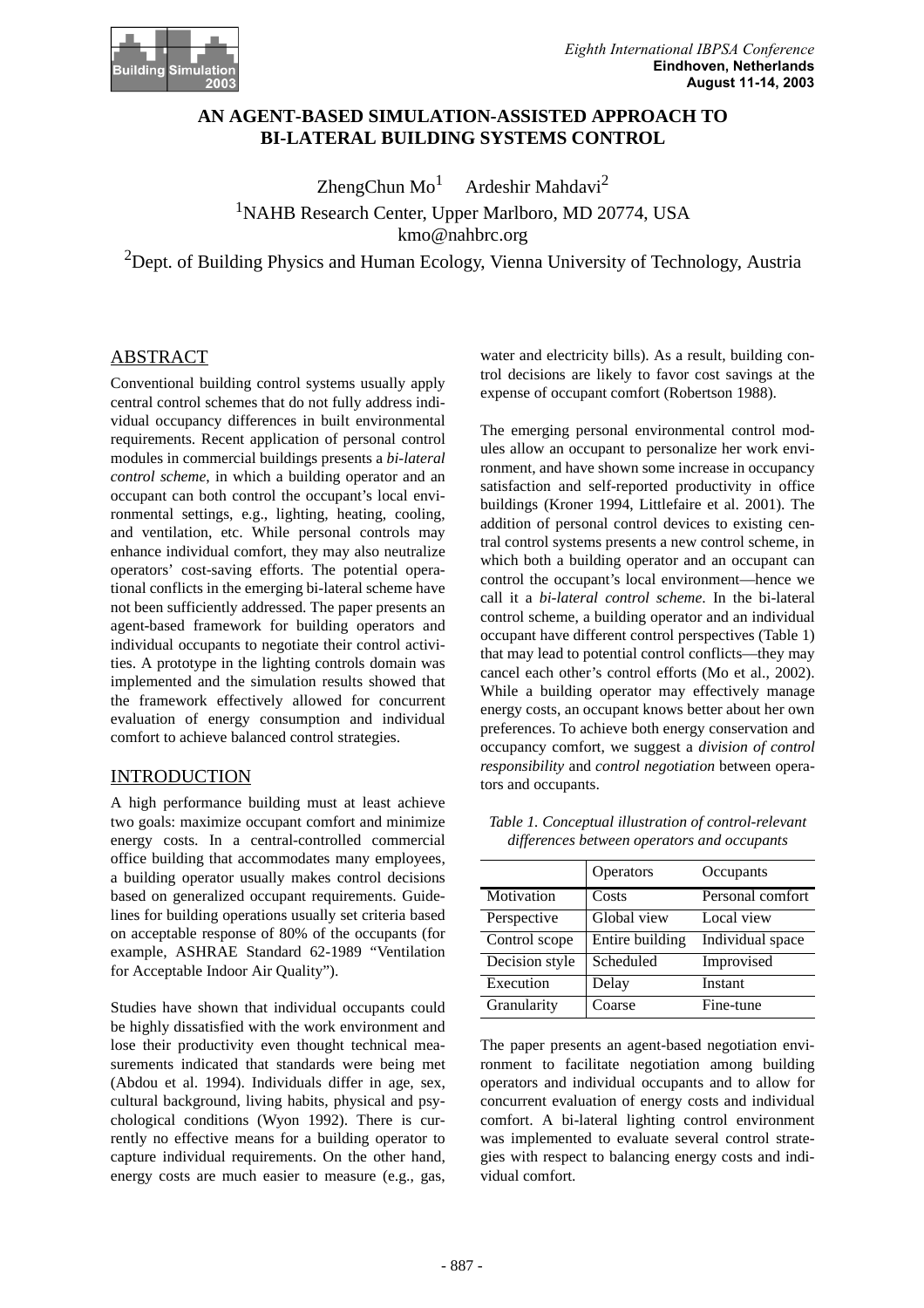# AN AGENT-BASED SIMULATION-ASSISTED APPROACH TO BI-LATERAL BUILDING SYSTEMS CONTROL

ZhengChun Mo[1] Ardeshir Mahdavi[2]

[1]NAHB Research Center, Upper Marlboro, MD 20774, USA
kmo@nahbrc.org

[2]Dept. of Building Physics and Human Ecology, Vienna University of Technology, Austria

## ABSTRACT

Conventional building control systems usually apply central control schemes that do not fully address individual occupancy differences in built environmental requirements. Recent application of personal control modules in commercial buildings presents a *bi-lateral control scheme,* in which a building operator and an occupant can both control the occupant's local environmental settings, e.g., lighting, heating, cooling, and ventilation, etc. While personal controls may enhance individual comfort, they may also neutralize operators' cost-saving efforts. The potential operational conflicts in the emerging bi-lateral scheme have not been sufficiently addressed. The paper presents an agent-based framework for building operators and individual occupants to negotiate their control activities. A prototype in the lighting controls domain was implemented and the simulation results showed that the framework effectively allowed for concurrent evaluation of energy consumption and individual comfort to achieve balanced control strategies.

## INTRODUCTION

A high performance building must at least achieve two goals: maximize occupant comfort and minimize energy costs. In a central-controlled commercial office building that accommodates many employees, a building operator usually makes control decisions based on generalized occupant requirements. Guidelines for building operations usually set criteria based on acceptable response of 80% of the occupants (for example, ASHRAE Standard 62-1989 "Ventilation for Acceptable Indoor Air Quality").

Studies have shown that individual occupants could be highly dissatisfied with the work environment and lose their productivity even thought technical measurements indicated that standards were being met (Abdou et al. 1994). Individuals differ in age, sex, cultural background, living habits, physical and psychological conditions (Wyon 1992). There is currently no effective means for a building operator to capture individual requirements. On the other hand, energy costs are much easier to measure (e.g., gas, water and electricity bills). As a result, building control decisions are likely to favor cost savings at the expense of occupant comfort (Robertson 1988).

The emerging personal environmental control modules allow an occupant to personalize her work environment, and have shown some increase in occupancy satisfaction and self-reported productivity in office buildings (Kroner 1994, Littlefaire et al. 2001). The addition of personal control devices to existing central control systems presents a new control scheme, in which both a building operator and an occupant can control the occupant's local environment—hence we call it a *bi-lateral control scheme*. In the bi-lateral control scheme, a building operator and an individual occupant have different control perspectives (Table 1) that may lead to potential control conflicts—they may cancel each other's control efforts (Mo et al., 2002). While a building operator may effectively manage energy costs, an occupant knows better about her own preferences. To achieve both energy conservation and occupancy comfort, we suggest a *division of control responsibility* and *control negotiation* between operators and occupants.

*Table 1. Conceptual illustration of control-relevant differences between operators and occupants*

| | Operators | Occupants |
|---|---|---|
| Motivation | Costs | Personal comfort |
| Perspective | Global view | Local view |
| Control scope | Entire building | Individual space |
| Decision style | Scheduled | Improvised |
| Execution | Delay | Instant |
| Granularity | Coarse | Fine-tune |

The paper presents an agent-based negotiation environment to facilitate negotiation among building operators and individual occupants and to allow for concurrent evaluation of energy costs and individual comfort. A bi-lateral lighting control environment was implemented to evaluate several control strategies with respect to balancing energy costs and individual comfort.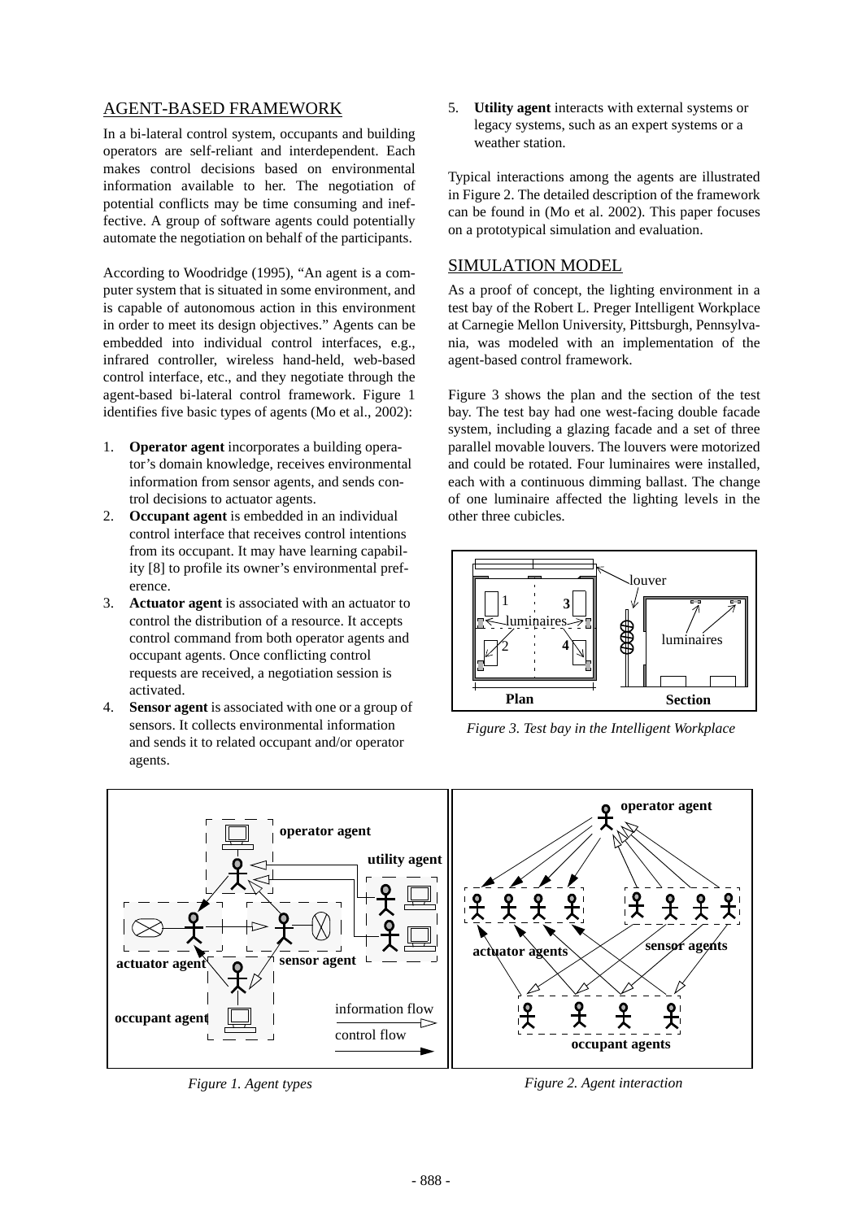## AGENT-BASED FRAMEWORK

In a bi-lateral control system, occupants and building operators are self-reliant and interdependent. Each makes control decisions based on environmental information available to her. The negotiation of potential conflicts may be time consuming and ineffective. A group of software agents could potentially automate the negotiation on behalf of the participants.

According to Woodridge (1995), "An agent is a computer system that is situated in some environment, and is capable of autonomous action in this environment in order to meet its design objectives." Agents can be embedded into individual control interfaces, e.g., infrared controller, wireless hand-held, web-based control interface, etc., and they negotiate through the agent-based bi-lateral control framework. Figure 1 identifies five basic types of agents (Mo et al., 2002):

1. **Operator agent** incorporates a building operator's domain knowledge, receives environmental information from sensor agents, and sends control decisions to actuator agents.
2. **Occupant agent** is embedded in an individual control interface that receives control intentions from its occupant. It may have learning capability [8] to profile its owner's environmental preference.
3. **Actuator agent** is associated with an actuator to control the distribution of a resource. It accepts control command from both operator agents and occupant agents. Once conflicting control requests are received, a negotiation session is activated.
4. **Sensor agent** is associated with one or a group of sensors. It collects environmental information and sends it to related occupant and/or operator agents.
5. **Utility agent** interacts with external systems or legacy systems, such as an expert systems or a weather station.

Typical interactions among the agents are illustrated in Figure 2. The detailed description of the framework can be found in (Mo et al. 2002). This paper focuses on a prototypical simulation and evaluation.

## SIMULATION MODEL

As a proof of concept, the lighting environment in a test bay of the Robert L. Preger Intelligent Workplace at Carnegie Mellon University, Pittsburgh, Pennsylvania, was modeled with an implementation of the agent-based control framework.

Figure 3 shows the plan and the section of the test bay. The test bay had one west-facing double facade system, including a glazing facade and a set of three parallel movable louvers. The louvers were motorized and could be rotated. Four luminaires were installed, each with a continuous dimming ballast. The change of one luminaire affected the lighting levels in the other three cubicles.

*Figure 3. Test bay in the Intelligent Workplace*

*Figure 1. Agent types*

*Figure 2. Agent interaction*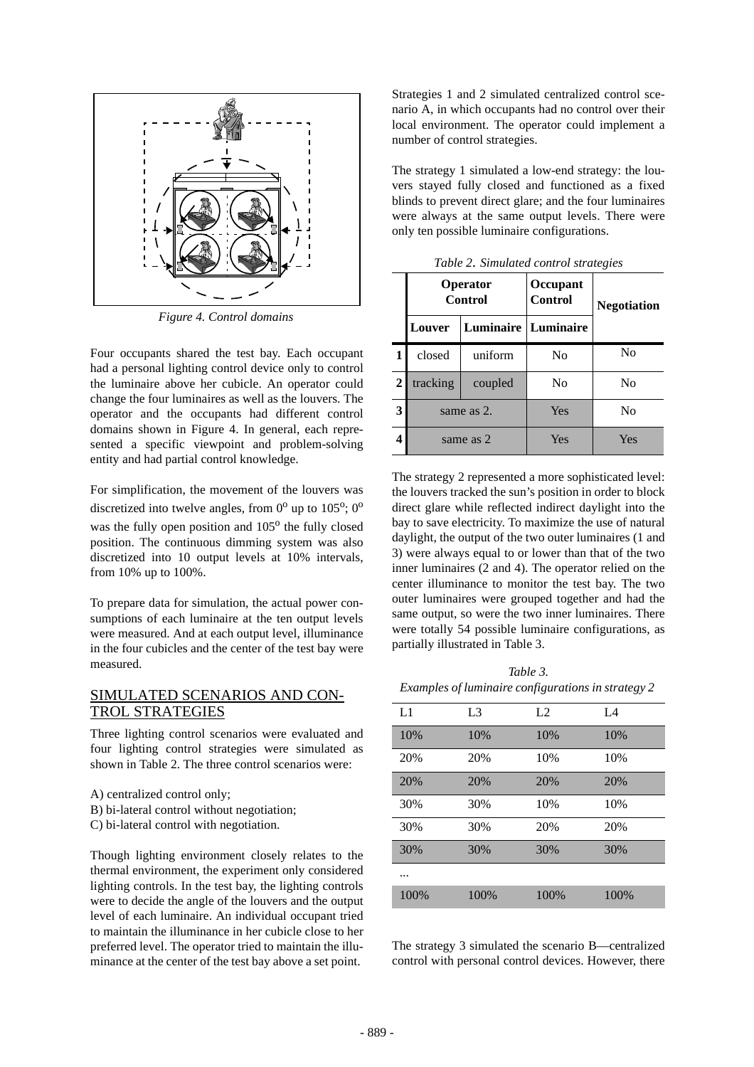*Figure 4. Control domains*

Four occupants shared the test bay. Each occupant had a personal lighting control device only to control the luminaire above her cubicle. An operator could change the four luminaires as well as the louvers. The operator and the occupants had different control domains shown in Figure 4. In general, each represented a specific viewpoint and problem-solving entity and had partial control knowledge.

For simplification, the movement of the louvers was discretized into twelve angles, from $0^o$ up to $105^o$; $0^o$ was the fully open position and $105^o$ the fully closed position. The continuous dimming system was also discretized into 10 output levels at 10% intervals, from 10% up to 100%.

To prepare data for simulation, the actual power consumptions of each luminaire at the ten output levels were measured. And at each output level, illuminance in the four cubicles and the center of the test bay were measured.

## SIMULATED SCENARIOS AND CONTROL STRATEGIES

Three lighting control scenarios were evaluated and four lighting control strategies were simulated as shown in Table 2. The three control scenarios were:

A) centralized control only;
B) bi-lateral control without negotiation;
C) bi-lateral control with negotiation.

Though lighting environment closely relates to the thermal environment, the experiment only considered lighting controls. In the test bay, the lighting controls were to decide the angle of the louvers and the output level of each luminaire. An individual occupant tried to maintain the illuminance in her cubicle close to her preferred level. The operator tried to maintain the illuminance at the center of the test bay above a set point.

Strategies 1 and 2 simulated centralized control scenario A, in which occupants had no control over their local environment. The operator could implement a number of control strategies.

The strategy 1 simulated a low-end strategy: the louvers stayed fully closed and functioned as a fixed blinds to prevent direct glare; and the four luminaires were always at the same output levels. There were only ten possible luminaire configurations.

*Table 2. Simulated control strategies*

| | Operator Control | | Occupant Control | Negotiation |
|---|---|---|---|---|
| | Louver | Luminaire | Luminaire | |
| 1 | closed | uniform | No | No |
| 2 | tracking | coupled | No | No |
| 3 | same as 2. | | Yes | No |
| 4 | same as 2 | | Yes | Yes |

The strategy 2 represented a more sophisticated level: the louvers tracked the sun's position in order to block direct glare while reflected indirect daylight into the bay to save electricity. To maximize the use of natural daylight, the output of the two outer luminaires (1 and 3) were always equal to or lower than that of the two inner luminaires (2 and 4). The operator relied on the center illuminance to monitor the test bay. The two outer luminaires were grouped together and had the same output, so were the two inner luminaires. There were totally 54 possible luminaire configurations, as partially illustrated in Table 3.

*Table 3.*
*Examples of luminaire configurations in strategy 2*

| L1 | L3 | L2 | L4 |
|---|---|---|---|
| 10% | 10% | 10% | 10% |
| 20% | 20% | 10% | 10% |
| 20% | 20% | 20% | 20% |
| 30% | 30% | 10% | 10% |
| 30% | 30% | 20% | 20% |
| 30% | 30% | 30% | 30% |
| ... | | | |
| 100% | 100% | 100% | 100% |

The strategy 3 simulated the scenario B—centralized control with personal control devices. However, there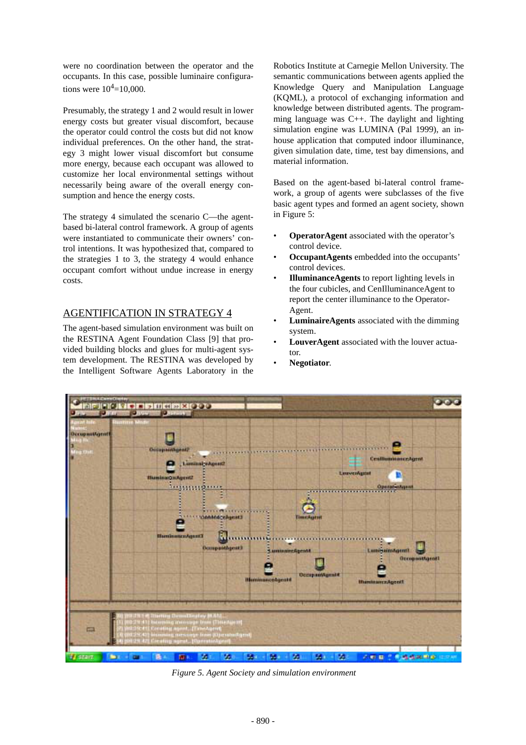were no coordination between the operator and the occupants. In this case, possible luminaire configurations were $10^4$=10,000.

Presumably, the strategy 1 and 2 would result in lower energy costs but greater visual discomfort, because the operator could control the costs but did not know individual preferences. On the other hand, the strategy 3 might lower visual discomfort but consume more energy, because each occupant was allowed to customize her local environmental settings without necessarily being aware of the overall energy consumption and hence the energy costs.

The strategy 4 simulated the scenario C—the agent-based bi-lateral control framework. A group of agents were instantiated to communicate their owners' control intentions. It was hypothesized that, compared to the strategies 1 to 3, the strategy 4 would enhance occupant comfort without undue increase in energy costs.

## AGENTIFICATION IN STRATEGY 4

The agent-based simulation environment was built on the RESTINA Agent Foundation Class [9] that provided building blocks and glues for multi-agent system development. The RESTINA was developed by the Intelligent Software Agents Laboratory in the Robotics Institute at Carnegie Mellon University. The semantic communications between agents applied the Knowledge Query and Manipulation Language (KQML), a protocol of exchanging information and knowledge between distributed agents. The programming language was C++. The daylight and lighting simulation engine was LUMINA (Pal 1999), an in-house application that computed indoor illuminance, given simulation date, time, test bay dimensions, and material information.

Based on the agent-based bi-lateral control framework, a group of agents were subclasses of the five basic agent types and formed an agent society, shown in Figure 5:

- **OperatorAgent** associated with the operator's control device.
- **OccupantAgents** embedded into the occupants' control devices.
- **IlluminanceAgents** to report lighting levels in the four cubicles, and CenIlluminanceAgent to report the center illuminance to the OperatorAgent.
- **LuminaireAgents** associated with the dimming system.
- **LouverAgent** associated with the louver actuator.
- **Negotiator**.

*Figure 5. Agent Society and simulation environment*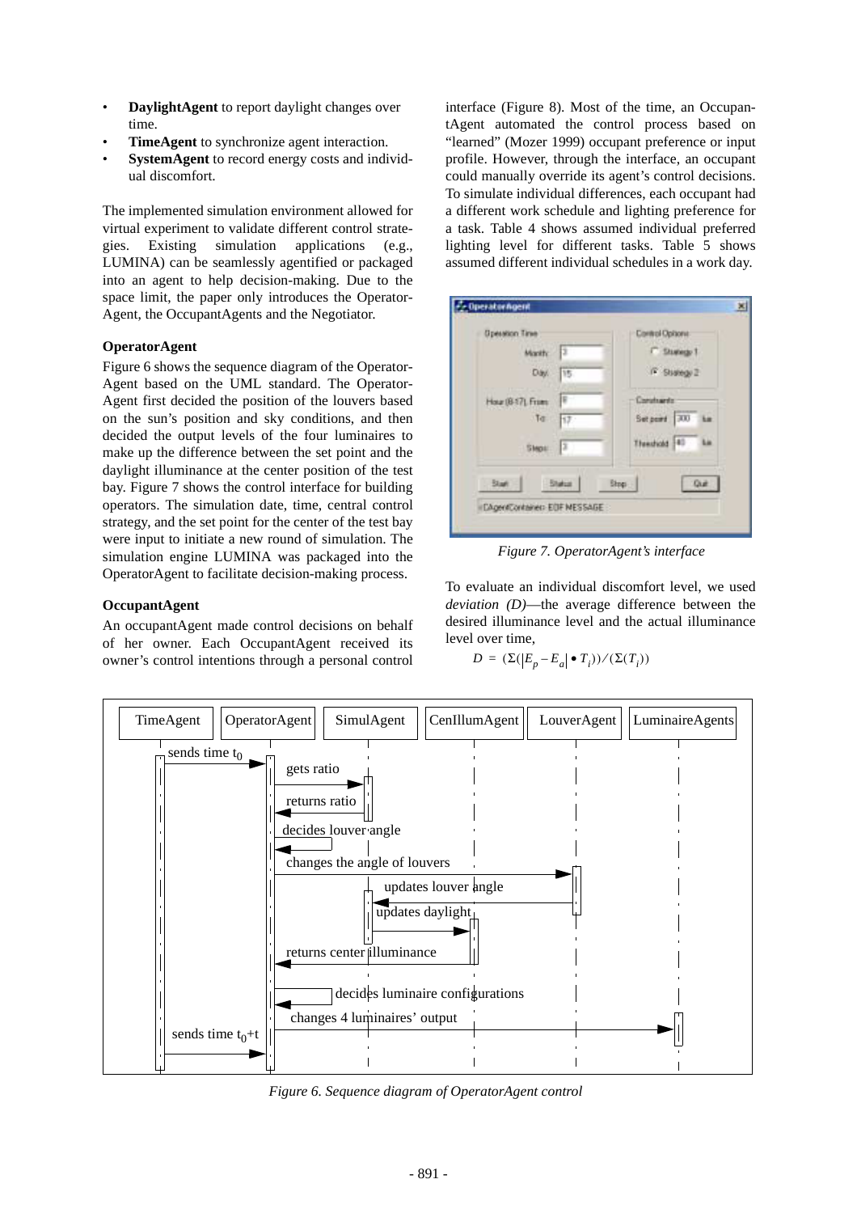- **DaylightAgent** to report daylight changes over time.
- **TimeAgent** to synchronize agent interaction.
- **SystemAgent** to record energy costs and individual discomfort.

The implemented simulation environment allowed for virtual experiment to validate different control strategies. Existing simulation applications (e.g., LUMINA) can be seamlessly agentified or packaged into an agent to help decision-making. Due to the space limit, the paper only introduces the OperatorAgent, the OccupantAgents and the Negotiator.

**OperatorAgent**

Figure 6 shows the sequence diagram of the OperatorAgent based on the UML standard. The OperatorAgent first decided the position of the louvers based on the sun's position and sky conditions, and then decided the output levels of the four luminaires to make up the difference between the set point and the daylight illuminance at the center position of the test bay. Figure 7 shows the control interface for building operators. The simulation date, time, central control strategy, and the set point for the center of the test bay were input to initiate a new round of simulation. The simulation engine LUMINA was packaged into the OperatorAgent to facilitate decision-making process.

**OccupantAgent**

An occupantAgent made control decisions on behalf of her owner. Each OccupantAgent received its owner's control intentions through a personal control interface (Figure 8). Most of the time, an OccupantAgent automated the control process based on "learned" (Mozer 1999) occupant preference or input profile. However, through the interface, an occupant could manually override its agent's control decisions. To simulate individual differences, each occupant had a different work schedule and lighting preference for a task. Table 4 shows assumed individual preferred lighting level for different tasks. Table 5 shows assumed different individual schedules in a work day.

*Figure 7. OperatorAgent's interface*

To evaluate an individual discomfort level, we used *deviation (D)*—the average difference between the desired illuminance level and the actual illuminance level over time,

$$D = (\Sigma(|E_p - E_a| \bullet T_i)) / (\Sigma(T_i))$$

*Figure 6. Sequence diagram of OperatorAgent control*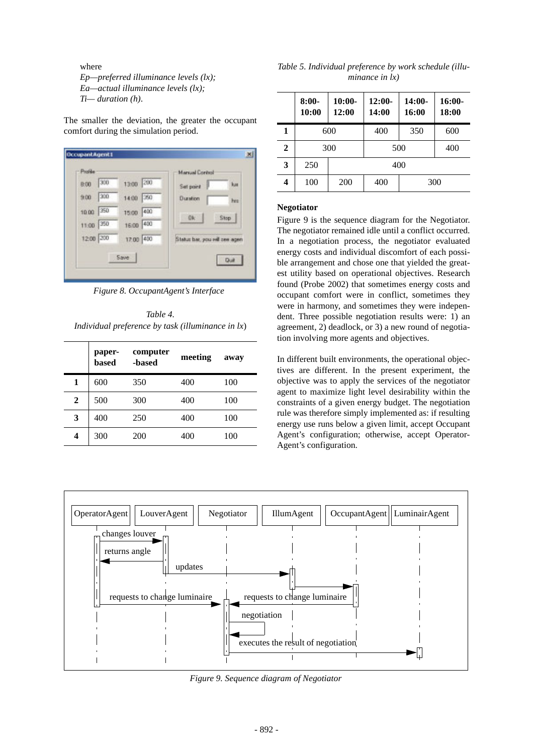where
*Ep—preferred illuminance levels (lx);*
*Ea—actual illuminance levels (lx);*
*Ti— duration (h).*

The smaller the deviation, the greater the occupant comfort during the simulation period.

*Figure 8. OccupantAgent's Interface*

*Table 4.*
*Individual preference by task (illuminance in lx)*

| | paper-based | computer-based | meeting | away |
|---|---|---|---|---|
| **1** | 600 | 350 | 400 | 100 |
| **2** | 500 | 300 | 400 | 100 |
| **3** | 400 | 250 | 400 | 100 |
| **4** | 300 | 200 | 400 | 100 |

*Table 5. Individual preference by work schedule (illuminance in lx)*

| | 8:00-10:00 | 10:00-12:00 | 12:00-14:00 | 14:00-16:00 | 16:00-18:00 |
|---|---|---|---|---|---|
| **1** | 600 | | 400 | 350 | 600 |
| **2** | 300 | | 500 | | 400 |
| **3** | 250 | 400 | | | |
| **4** | 100 | 200 | 400 | 300 | |

**Negotiator**

Figure 9 is the sequence diagram for the Negotiator. The negotiator remained idle until a conflict occurred. In a negotiation process, the negotiator evaluated energy costs and individual discomfort of each possible arrangement and chose one that yielded the greatest utility based on operational objectives. Research found (Probe 2002) that sometimes energy costs and occupant comfort were in conflict, sometimes they were in harmony, and sometimes they were independent. Three possible negotiation results were: 1) an agreement, 2) deadlock, or 3) a new round of negotiation involving more agents and objectives.

In different built environments, the operational objectives are different. In the present experiment, the objective was to apply the services of the negotiator agent to maximize light level desirability within the constraints of a given energy budget. The negotiation rule was therefore simply implemented as: if resulting energy use runs below a given limit, accept Occupant Agent's configuration; otherwise, accept Operator-Agent's configuration.

*Figure 9. Sequence diagram of Negotiator*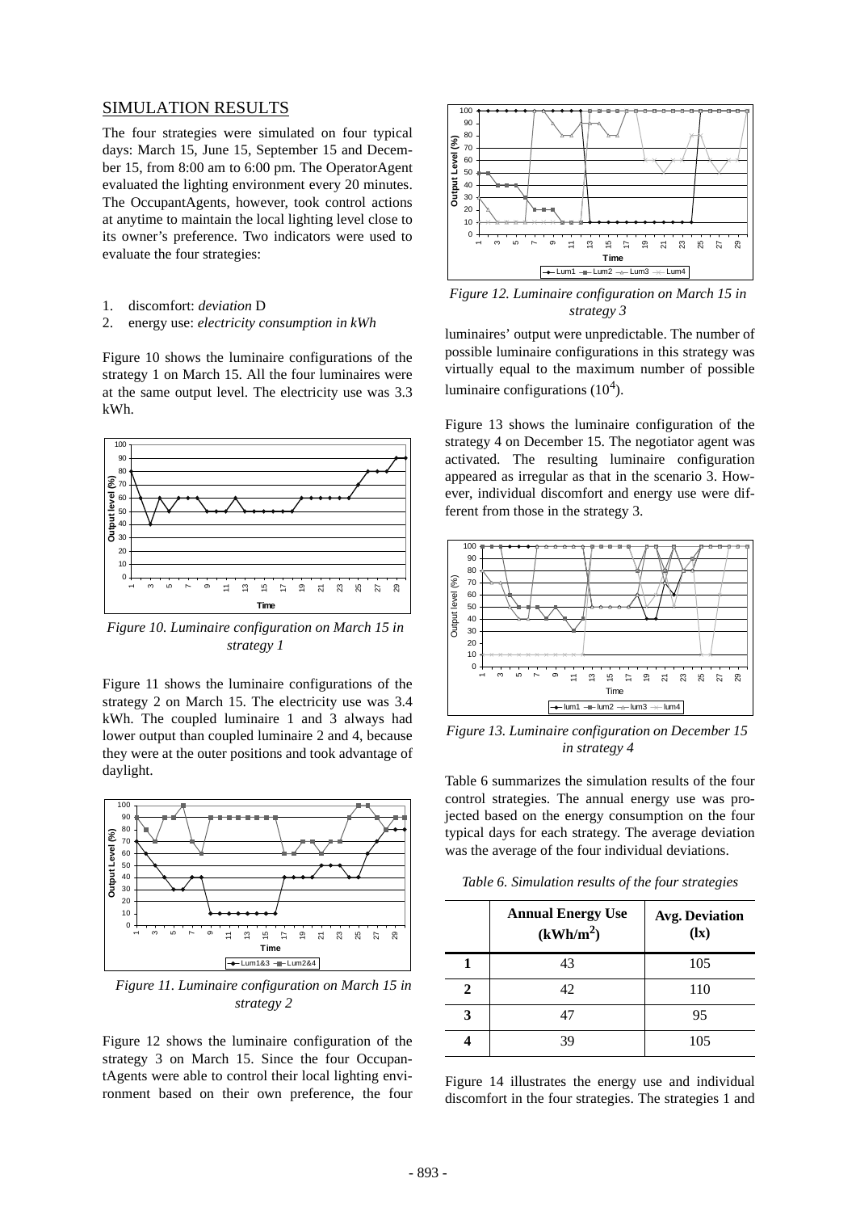## SIMULATION RESULTS

The four strategies were simulated on four typical days: March 15, June 15, September 15 and December 15, from 8:00 am to 6:00 pm. The OperatorAgent evaluated the lighting environment every 20 minutes. The OccupantAgents, however, took control actions at anytime to maintain the local lighting level close to its owner's preference. Two indicators were used to evaluate the four strategies:

1. discomfort: *deviation* D
2. energy use: *electricity consumption in kWh*

Figure 10 shows the luminaire configurations of the strategy 1 on March 15. All the four luminaires were at the same output level. The electricity use was 3.3 kWh.

*Figure 10. Luminaire configuration on March 15 in strategy 1*

Figure 11 shows the luminaire configurations of the strategy 2 on March 15. The electricity use was 3.4 kWh. The coupled luminaire 1 and 3 always had lower output than coupled luminaire 2 and 4, because they were at the outer positions and took advantage of daylight.

*Figure 11. Luminaire configuration on March 15 in strategy 2*

Figure 12 shows the luminaire configuration of the strategy 3 on March 15. Since the four OccupantAgents were able to control their local lighting environment based on their own preference, the four luminaires' output were unpredictable. The number of possible luminaire configurations in this strategy was virtually equal to the maximum number of possible luminaire configurations ($10^4$).

*Figure 12. Luminaire configuration on March 15 in strategy 3*

Figure 13 shows the luminaire configuration of the strategy 4 on December 15. The negotiator agent was activated. The resulting luminaire configuration appeared as irregular as that in the scenario 3. However, individual discomfort and energy use were different from those in the strategy 3.

*Figure 13. Luminaire configuration on December 15 in strategy 4*

Table 6 summarizes the simulation results of the four control strategies. The annual energy use was projected based on the energy consumption on the four typical days for each strategy. The average deviation was the average of the four individual deviations.

*Table 6. Simulation results of the four strategies*

| | **Annual Energy Use ($kWh/m^2$)** | **Avg. Deviation (lx)** |
|---|---|---|
| **1** | 43 | 105 |
| **2** | 42 | 110 |
| **3** | 47 | 95 |
| **4** | 39 | 105 |

Figure 14 illustrates the energy use and individual discomfort in the four strategies. The strategies 1 and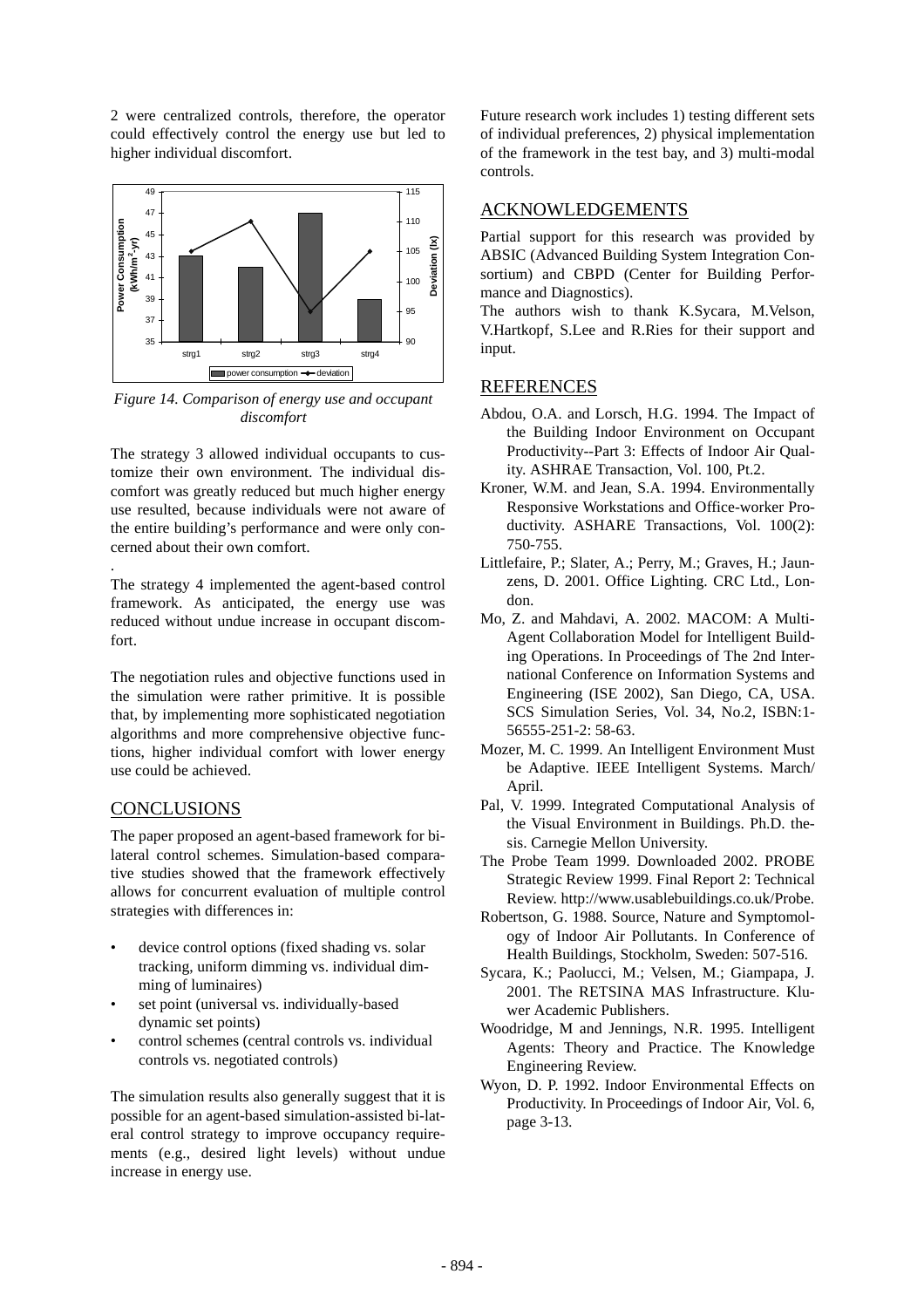2 were centralized controls, therefore, the operator could effectively control the energy use but led to higher individual discomfort.

49
47
45
43
41
39
37
35

Power Consumption ($kWh/m^2$-yr)

115
110
105
100
95
90

Deviation (lx)

strg1
strg2
strg3
strg4

power consumption
deviation

*Figure 14. Comparison of energy use and occupant discomfort*

The strategy 3 allowed individual occupants to customize their own environment. The individual discomfort was greatly reduced but much higher energy use resulted, because individuals were not aware of the entire building's performance and were only concerned about their own comfort.

.

The strategy 4 implemented the agent-based control framework. As anticipated, the energy use was reduced without undue increase in occupant discomfort.

The negotiation rules and objective functions used in the simulation were rather primitive. It is possible that, by implementing more sophisticated negotiation algorithms and more comprehensive objective functions, higher individual comfort with lower energy use could be achieved.

## CONCLUSIONS

The paper proposed an agent-based framework for bilateral control schemes. Simulation-based comparative studies showed that the framework effectively allows for concurrent evaluation of multiple control strategies with differences in:

- device control options (fixed shading vs. solar tracking, uniform dimming vs. individual dimming of luminaires)
- set point (universal vs. individually-based dynamic set points)
- control schemes (central controls vs. individual controls vs. negotiated controls)

The simulation results also generally suggest that it is possible for an agent-based simulation-assisted bi-lateral control strategy to improve occupancy requirements (e.g., desired light levels) without undue increase in energy use.

Future research work includes 1) testing different sets of individual preferences, 2) physical implementation of the framework in the test bay, and 3) multi-modal controls.

## ACKNOWLEDGEMENTS

Partial support for this research was provided by ABSIC (Advanced Building System Integration Consortium) and CBPD (Center for Building Performance and Diagnostics).

The authors wish to thank K.Sycara, M.Velson, V.Hartkopf, S.Lee and R.Ries for their support and input.

## REFERENCES

Abdou, O.A. and Lorsch, H.G. 1994. The Impact of the Building Indoor Environment on Occupant Productivity--Part 3: Effects of Indoor Air Quality. ASHRAE Transaction, Vol. 100, Pt.2.

Kroner, W.M. and Jean, S.A. 1994. Environmentally Responsive Workstations and Office-worker Productivity. ASHARE Transactions, Vol. 100(2): 750-755.

Littlefaire, P.; Slater, A.; Perry, M.; Graves, H.; Jaunzens, D. 2001. Office Lighting. CRC Ltd., London.

Mo, Z. and Mahdavi, A. 2002. MACOM: A Multi-Agent Collaboration Model for Intelligent Building Operations. In Proceedings of The 2nd International Conference on Information Systems and Engineering (ISE 2002), San Diego, CA, USA. SCS Simulation Series, Vol. 34, No.2, ISBN:1-56555-251-2: 58-63.

Mozer, M. C. 1999. An Intelligent Environment Must be Adaptive. IEEE Intelligent Systems. March/April.

Pal, V. 1999. Integrated Computational Analysis of the Visual Environment in Buildings. Ph.D. thesis. Carnegie Mellon University.

The Probe Team 1999. Downloaded 2002. PROBE Strategic Review 1999. Final Report 2: Technical Review. http://www.usablebuildings.co.uk/Probe.

Robertson, G. 1988. Source, Nature and Symptomology of Indoor Air Pollutants. In Conference of Health Buildings, Stockholm, Sweden: 507-516.

Sycara, K.; Paolucci, M.; Velsen, M.; Giampapa, J. 2001. The RETSINA MAS Infrastructure. Kluwer Academic Publishers.

Woodridge, M and Jennings, N.R. 1995. Intelligent Agents: Theory and Practice. The Knowledge Engineering Review.

Wyon, D. P. 1992. Indoor Environmental Effects on Productivity. In Proceedings of Indoor Air, Vol. 6, page 3-13.